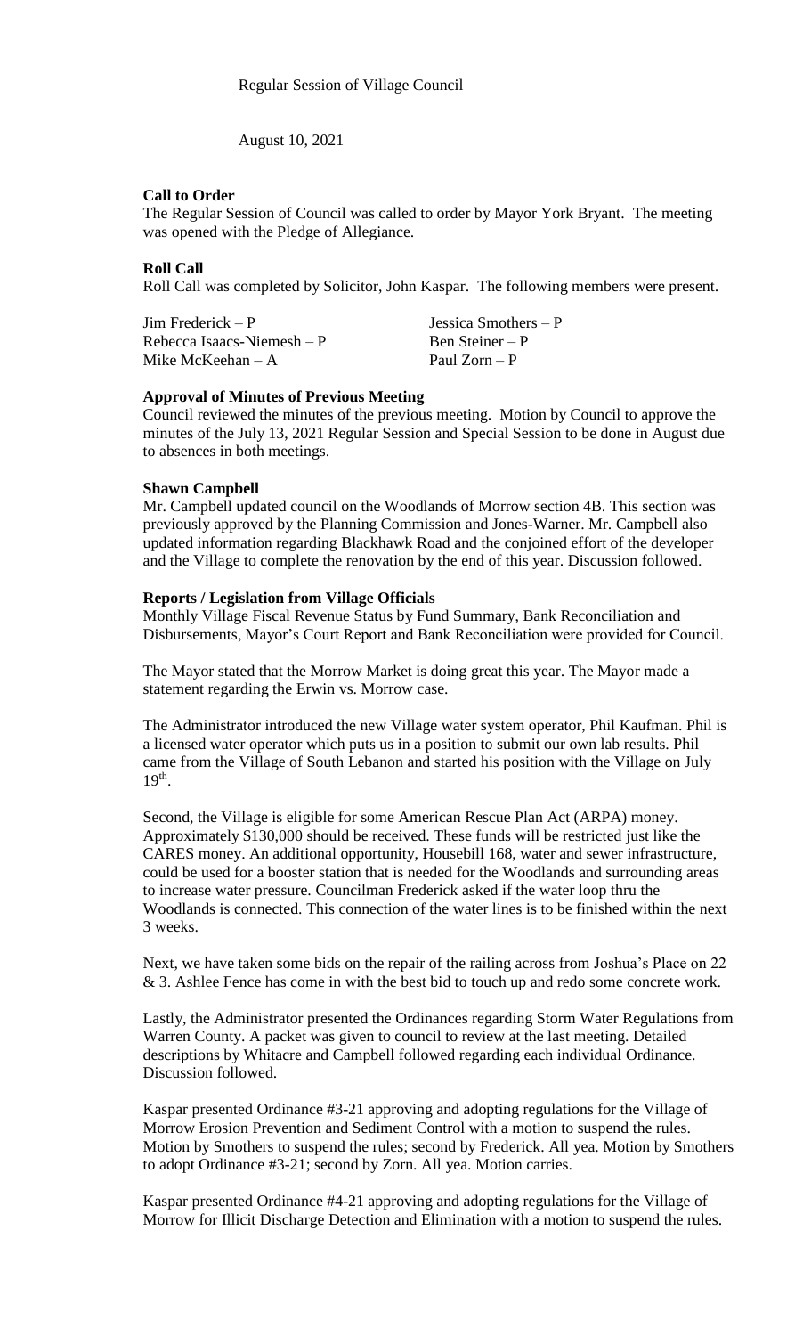Regular Session of Village Council

August 10, 2021

**Call to Order**

The Regular Session of Council was called to order by Mayor York Bryant. The meeting was opened with the Pledge of Allegiance.

**Roll Call**

Roll Call was completed by Solicitor, John Kaspar. The following members were present.

| | |
|---|---|
| Jim Frederick – P | Jessica Smothers – P |
| Rebecca Isaacs-Niemesh – P | Ben Steiner – P |
| Mike McKeehan – A | Paul Zorn – P |

**Approval of Minutes of Previous Meeting**

Council reviewed the minutes of the previous meeting. Motion by Council to approve the minutes of the July 13, 2021 Regular Session and Special Session to be done in August due to absences in both meetings.

**Shawn Campbell**

Mr. Campbell updated council on the Woodlands of Morrow section 4B. This section was previously approved by the Planning Commission and Jones-Warner. Mr. Campbell also updated information regarding Blackhawk Road and the conjoined effort of the developer and the Village to complete the renovation by the end of this year. Discussion followed.

**Reports / Legislation from Village Officials**

Monthly Village Fiscal Revenue Status by Fund Summary, Bank Reconciliation and Disbursements, Mayor's Court Report and Bank Reconciliation were provided for Council.

The Mayor stated that the Morrow Market is doing great this year. The Mayor made a statement regarding the Erwin vs. Morrow case.

The Administrator introduced the new Village water system operator, Phil Kaufman. Phil is a licensed water operator which puts us in a position to submit our own lab results. Phil came from the Village of South Lebanon and started his position with the Village on July 19th.

Second, the Village is eligible for some American Rescue Plan Act (ARPA) money. Approximately $130,000 should be received. These funds will be restricted just like the CARES money. An additional opportunity, Housebill 168, water and sewer infrastructure, could be used for a booster station that is needed for the Woodlands and surrounding areas to increase water pressure. Councilman Frederick asked if the water loop thru the Woodlands is connected. This connection of the water lines is to be finished within the next 3 weeks.

Next, we have taken some bids on the repair of the railing across from Joshua's Place on 22 & 3. Ashlee Fence has come in with the best bid to touch up and redo some concrete work.

Lastly, the Administrator presented the Ordinances regarding Storm Water Regulations from Warren County. A packet was given to council to review at the last meeting. Detailed descriptions by Whitacre and Campbell followed regarding each individual Ordinance. Discussion followed.

Kaspar presented Ordinance #3-21 approving and adopting regulations for the Village of Morrow Erosion Prevention and Sediment Control with a motion to suspend the rules. Motion by Smothers to suspend the rules; second by Frederick. All yea. Motion by Smothers to adopt Ordinance #3-21; second by Zorn. All yea. Motion carries.

Kaspar presented Ordinance #4-21 approving and adopting regulations for the Village of Morrow for Illicit Discharge Detection and Elimination with a motion to suspend the rules.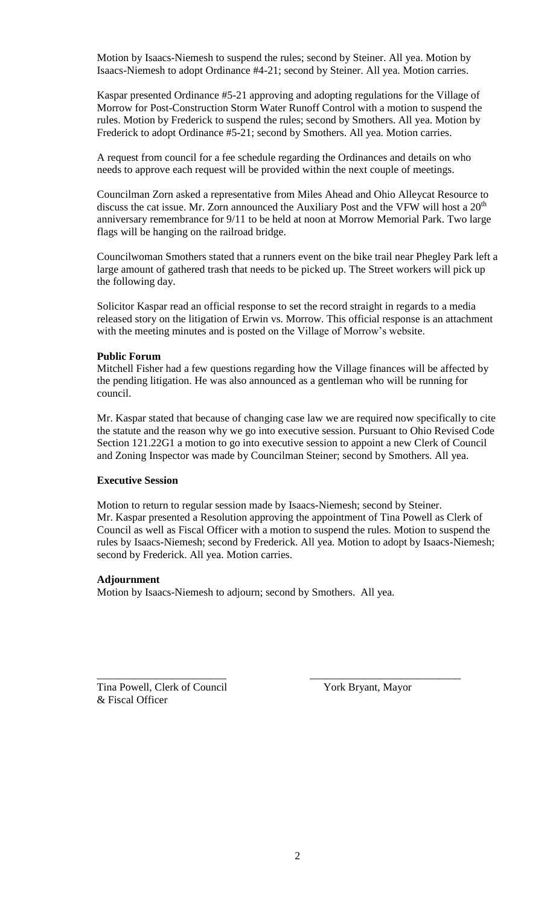Motion by Isaacs-Niemesh to suspend the rules; second by Steiner. All yea. Motion by Isaacs-Niemesh to adopt Ordinance #4-21; second by Steiner. All yea. Motion carries.

Kaspar presented Ordinance #5-21 approving and adopting regulations for the Village of Morrow for Post-Construction Storm Water Runoff Control with a motion to suspend the rules. Motion by Frederick to suspend the rules; second by Smothers. All yea. Motion by Frederick to adopt Ordinance #5-21; second by Smothers. All yea. Motion carries.

A request from council for a fee schedule regarding the Ordinances and details on who needs to approve each request will be provided within the next couple of meetings.

Councilman Zorn asked a representative from Miles Ahead and Ohio Alleycat Resource to discuss the cat issue. Mr. Zorn announced the Auxiliary Post and the VFW will host a 20th anniversary remembrance for 9/11 to be held at noon at Morrow Memorial Park. Two large flags will be hanging on the railroad bridge.

Councilwoman Smothers stated that a runners event on the bike trail near Phegley Park left a large amount of gathered trash that needs to be picked up. The Street workers will pick up the following day.

Solicitor Kaspar read an official response to set the record straight in regards to a media released story on the litigation of Erwin vs. Morrow. This official response is an attachment with the meeting minutes and is posted on the Village of Morrow's website.

**Public Forum**

Mitchell Fisher had a few questions regarding how the Village finances will be affected by the pending litigation. He was also announced as a gentleman who will be running for council.

Mr. Kaspar stated that because of changing case law we are required now specifically to cite the statute and the reason why we go into executive session. Pursuant to Ohio Revised Code Section 121.22G1 a motion to go into executive session to appoint a new Clerk of Council and Zoning Inspector was made by Councilman Steiner; second by Smothers. All yea.

**Executive Session**

Motion to return to regular session made by Isaacs-Niemesh; second by Steiner. Mr. Kaspar presented a Resolution approving the appointment of Tina Powell as Clerk of Council as well as Fiscal Officer with a motion to suspend the rules. Motion to suspend the rules by Isaacs-Niemesh; second by Frederick. All yea. Motion to adopt by Isaacs-Niemesh; second by Frederick. All yea. Motion carries.

**Adjournment**

Motion by Isaacs-Niemesh to adjourn; second by Smothers. All yea.

\_\_\_\_\_\_\_\_\_\_\_\_\_\_\_\_\_\_\_\_\_\_\_\_\_\_\_
Tina Powell, Clerk of Council
& Fiscal Officer

\_\_\_\_\_\_\_\_\_\_\_\_\_\_\_\_\_\_\_\_\_\_\_\_\_\_\_
York Bryant, Mayor